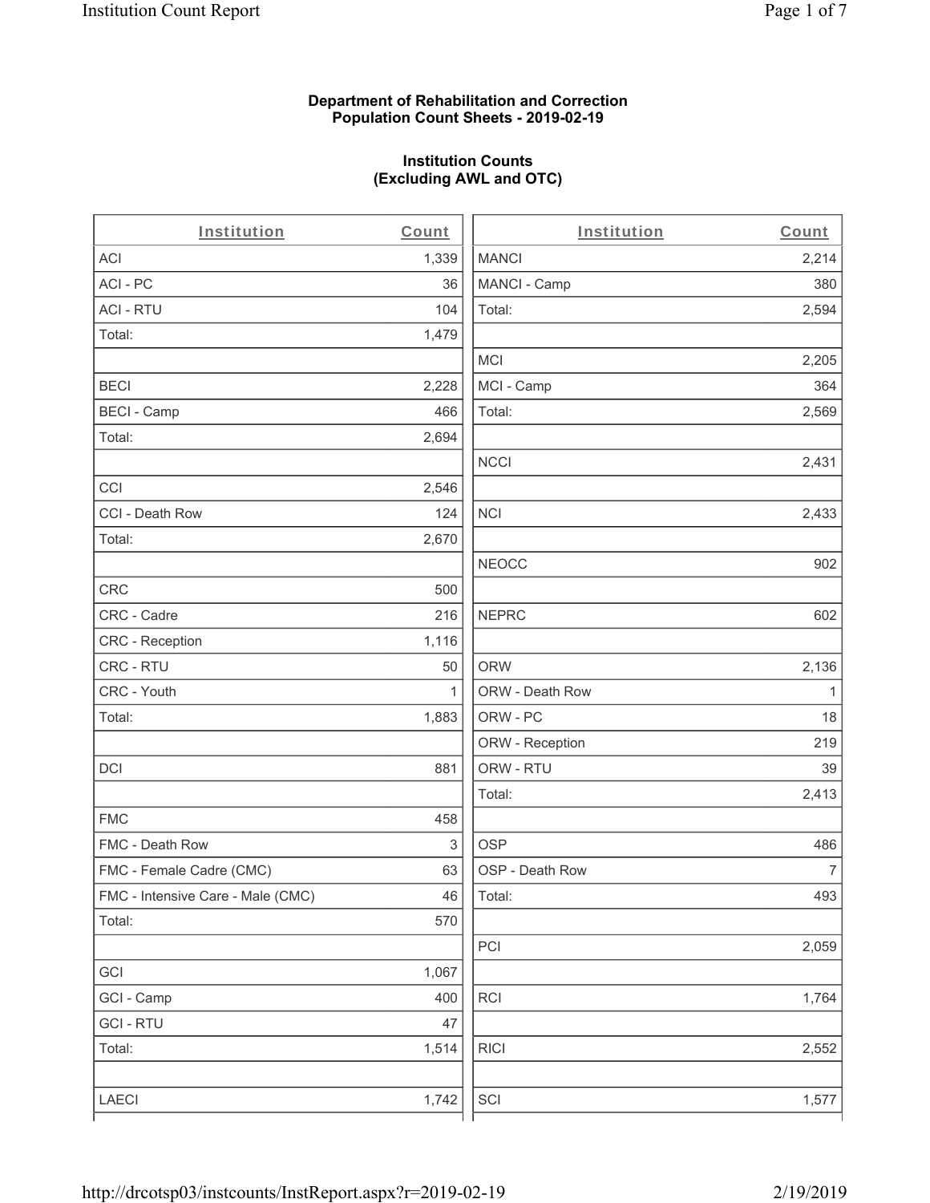**Department of Rehabilitation and Correction**
**Population Count Sheets - 2019-02-19**

**Institution Counts**
**(Excluding AWL and OTC)**

| Institution | Count |
|---|---|
| ACI | 1,339 |
| ACI - PC | 36 |
| ACI - RTU | 104 |
| Total: | 1,479 |
| | |
| BECI | 2,228 |
| BECI - Camp | 466 |
| Total: | 2,694 |
| | |
| CCI | 2,546 |
| CCI - Death Row | 124 |
| Total: | 2,670 |
| | |
| CRC | 500 |
| CRC - Cadre | 216 |
| CRC - Reception | 1,116 |
| CRC - RTU | 50 |
| CRC - Youth | 1 |
| Total: | 1,883 |
| | |
| DCI | 881 |
| | |
| FMC | 458 |
| FMC - Death Row | 3 |
| FMC - Female Cadre (CMC) | 63 |
| FMC - Intensive Care - Male (CMC) | 46 |
| Total: | 570 |
| | |
| GCI | 1,067 |
| GCI - Camp | 400 |
| GCI - RTU | 47 |
| Total: | 1,514 |
| | |
| LAECI | 1,742 |
| MANCI | 2,214 |
| MANCI - Camp | 380 |
| Total: | 2,594 |
| | |
| MCI | 2,205 |
| MCI - Camp | 364 |
| Total: | 2,569 |
| | |
| NCCI | 2,431 |
| | |
| NCI | 2,433 |
| | |
| NEOCC | 902 |
| | |
| NEPRC | 602 |
| | |
| ORW | 2,136 |
| ORW - Death Row | 1 |
| ORW - PC | 18 |
| ORW - Reception | 219 |
| ORW - RTU | 39 |
| Total: | 2,413 |
| | |
| OSP | 486 |
| OSP - Death Row | 7 |
| Total: | 493 |
| | |
| PCI | 2,059 |
| | |
| RCI | 1,764 |
| | |
| RICI | 2,552 |
| | |
| SCI | 1,577 |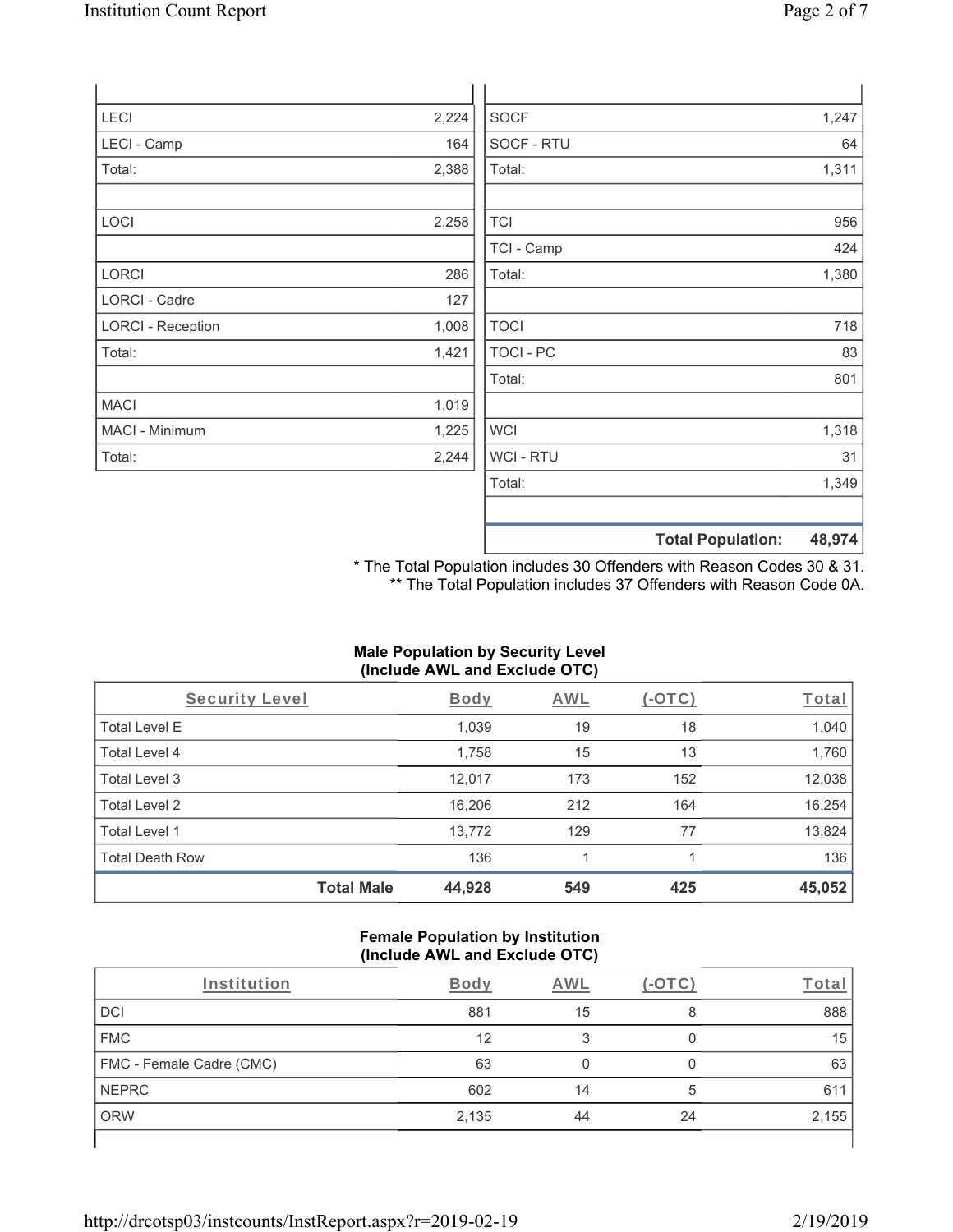| | |
|---|---|
| LECI | 2,224 |
| LECI - Camp | 164 |
| Total: | 2,388 |
| | |
| LOCI | 2,258 |
| | |
| LORCI | 286 |
| LORCI - Cadre | 127 |
| LORCI - Reception | 1,008 |
| Total: | 1,421 |
| | |
| MACI | 1,019 |
| MACI - Minimum | 1,225 |
| Total: | 2,244 |

| | |
|---|---|
| SOCF | 1,247 |
| SOCF - RTU | 64 |
| Total: | 1,311 |
| | |
| TCI | 956 |
| TCI - Camp | 424 |
| Total: | 1,380 |
| | |
| TOCI | 718 |
| TOCI - PC | 83 |
| Total: | 801 |
| | |
| WCI | 1,318 |
| WCI - RTU | 31 |
| Total: | 1,349 |
| | |
| **Total Population:** | **48,974** |

\* The Total Population includes 30 Offenders with Reason Codes 30 & 31.
\*\* The Total Population includes 37 Offenders with Reason Code 0A.

**Male Population by Security Level (Include AWL and Exclude OTC)**

| Security Level | Body | AWL | (-OTC) | Total |
|---|---|---|---|---|
| Total Level E | 1,039 | 19 | 18 | 1,040 |
| Total Level 4 | 1,758 | 15 | 13 | 1,760 |
| Total Level 3 | 12,017 | 173 | 152 | 12,038 |
| Total Level 2 | 16,206 | 212 | 164 | 16,254 |
| Total Level 1 | 13,772 | 129 | 77 | 13,824 |
| Total Death Row | 136 | 1 | 1 | 136 |
| **Total Male** | **44,928** | **549** | **425** | **45,052** |

**Female Population by Institution (Include AWL and Exclude OTC)**

| Institution | Body | AWL | (-OTC) | Total |
|---|---|---|---|---|
| DCI | 881 | 15 | 8 | 888 |
| FMC | 12 | 3 | 0 | 15 |
| FMC - Female Cadre (CMC) | 63 | 0 | 0 | 63 |
| NEPRC | 602 | 14 | 5 | 611 |
| ORW | 2,135 | 44 | 24 | 2,155 |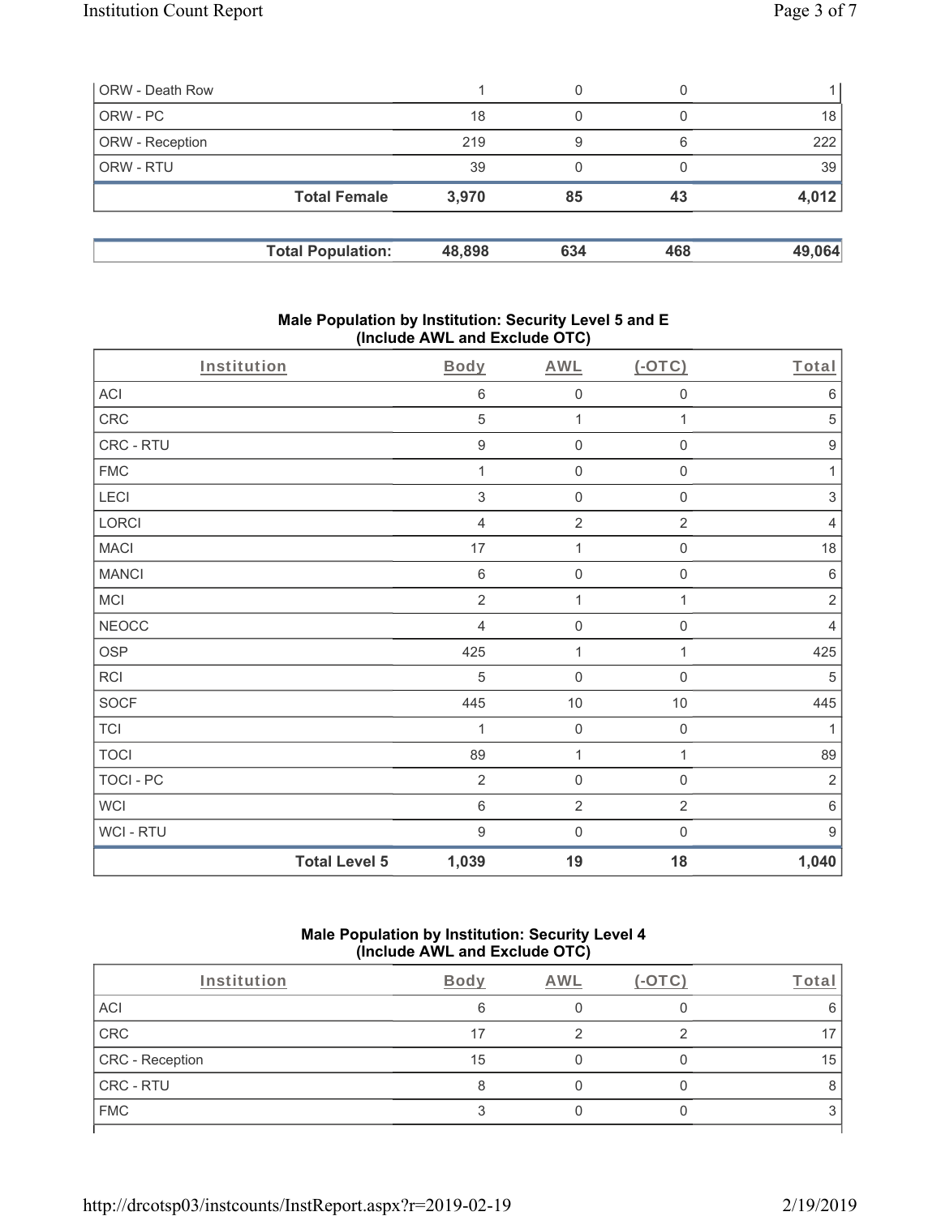| ORW - Death Row | 1 | 0 | 0 | 1 |
|---|---|---|---|---|
| ORW - PC | 18 | 0 | 0 | 18 |
| ORW - Reception | 219 | 9 | 6 | 222 |
| ORW - RTU | 39 | 0 | 0 | 39 |
| **Total Female** | **3,970** | **85** | **43** | **4,012** |

| **Total Population:** | **48,898** | **634** | **468** | **49,064** |
|---|---|---|---|---|

## Male Population by Institution: Security Level 5 and E (Include AWL and Exclude OTC)

| Institution | Body | AWL | (-OTC) | Total |
|---|---|---|---|---|
| ACI | 6 | 0 | 0 | 6 |
| CRC | 5 | 1 | 1 | 5 |
| CRC - RTU | 9 | 0 | 0 | 9 |
| FMC | 1 | 0 | 0 | 1 |
| LECI | 3 | 0 | 0 | 3 |
| LORCI | 4 | 2 | 2 | 4 |
| MACI | 17 | 1 | 0 | 18 |
| MANCI | 6 | 0 | 0 | 6 |
| MCI | 2 | 1 | 1 | 2 |
| NEOCC | 4 | 0 | 0 | 4 |
| OSP | 425 | 1 | 1 | 425 |
| RCI | 5 | 0 | 0 | 5 |
| SOCF | 445 | 10 | 10 | 445 |
| TCI | 1 | 0 | 0 | 1 |
| TOCI | 89 | 1 | 1 | 89 |
| TOCI - PC | 2 | 0 | 0 | 2 |
| WCI | 6 | 2 | 2 | 6 |
| WCI - RTU | 9 | 0 | 0 | 9 |
| **Total Level 5** | **1,039** | **19** | **18** | **1,040** |

## Male Population by Institution: Security Level 4 (Include AWL and Exclude OTC)

| Institution | Body | AWL | (-OTC) | Total |
|---|---|---|---|---|
| ACI | 6 | 0 | 0 | 6 |
| CRC | 17 | 2 | 2 | 17 |
| CRC - Reception | 15 | 0 | 0 | 15 |
| CRC - RTU | 8 | 0 | 0 | 8 |
| FMC | 3 | 0 | 0 | 3 |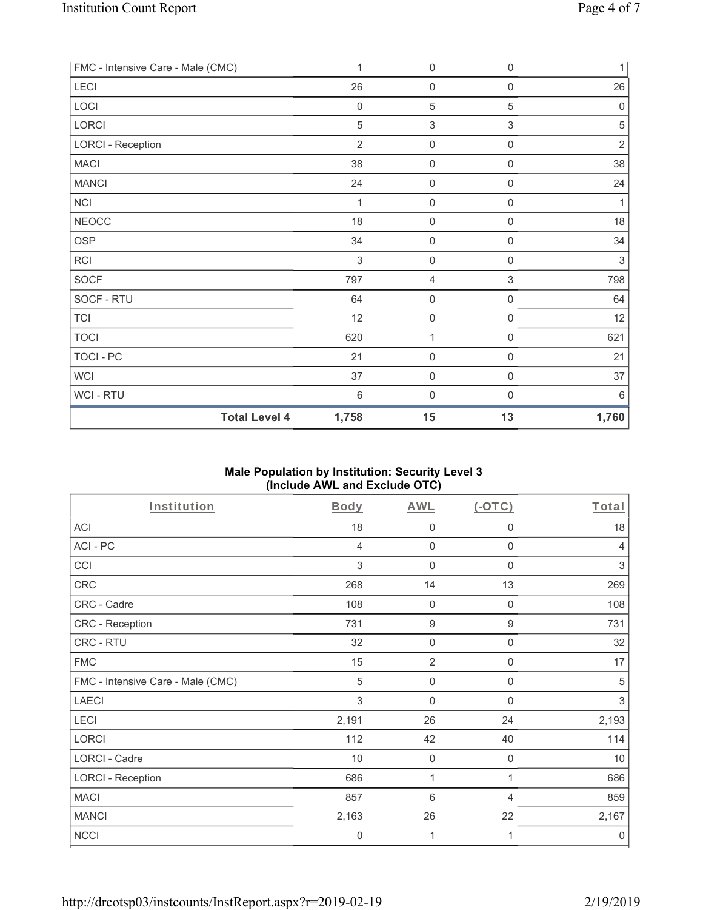| FMC - Intensive Care - Male (CMC) | 1 | 0 | 0 | 1 |
|---|---|---|---|---|
| LECI | 26 | 0 | 0 | 26 |
| LOCI | 0 | 5 | 5 | 0 |
| LORCI | 5 | 3 | 3 | 5 |
| LORCI - Reception | 2 | 0 | 0 | 2 |
| MACI | 38 | 0 | 0 | 38 |
| MANCI | 24 | 0 | 0 | 24 |
| NCI | 1 | 0 | 0 | 1 |
| NEOCC | 18 | 0 | 0 | 18 |
| OSP | 34 | 0 | 0 | 34 |
| RCI | 3 | 0 | 0 | 3 |
| SOCF | 797 | 4 | 3 | 798 |
| SOCF - RTU | 64 | 0 | 0 | 64 |
| TCI | 12 | 0 | 0 | 12 |
| TOCI | 620 | 1 | 0 | 621 |
| TOCI - PC | 21 | 0 | 0 | 21 |
| WCI | 37 | 0 | 0 | 37 |
| WCI - RTU | 6 | 0 | 0 | 6 |
| **Total Level 4** | **1,758** | **15** | **13** | **1,760** |

## Male Population by Institution: Security Level 3 (Include AWL and Exclude OTC)

| Institution | Body | AWL | (-OTC) | Total |
|---|---|---|---|---|
| ACI | 18 | 0 | 0 | 18 |
| ACI - PC | 4 | 0 | 0 | 4 |
| CCI | 3 | 0 | 0 | 3 |
| CRC | 268 | 14 | 13 | 269 |
| CRC - Cadre | 108 | 0 | 0 | 108 |
| CRC - Reception | 731 | 9 | 9 | 731 |
| CRC - RTU | 32 | 0 | 0 | 32 |
| FMC | 15 | 2 | 0 | 17 |
| FMC - Intensive Care - Male (CMC) | 5 | 0 | 0 | 5 |
| LAECI | 3 | 0 | 0 | 3 |
| LECI | 2,191 | 26 | 24 | 2,193 |
| LORCI | 112 | 42 | 40 | 114 |
| LORCI - Cadre | 10 | 0 | 0 | 10 |
| LORCI - Reception | 686 | 1 | 1 | 686 |
| MACI | 857 | 6 | 4 | 859 |
| MANCI | 2,163 | 26 | 22 | 2,167 |
| NCCI | 0 | 1 | 1 | 0 |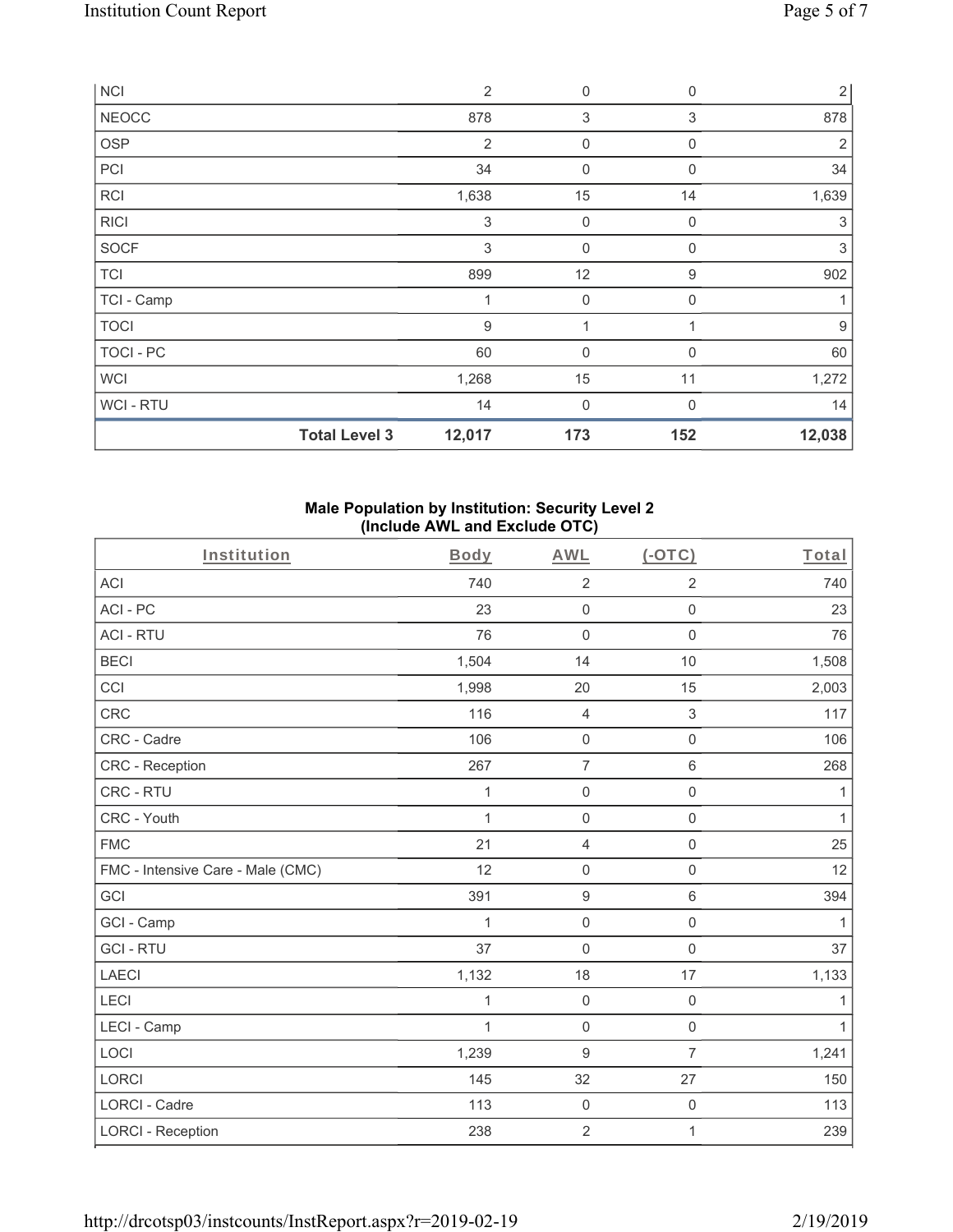| NCI | | 2 | 0 | 0 | 2 |
|---|---|---|---|---|---|
| NEOCC | | 878 | 3 | 3 | 878 |
| OSP | | 2 | 0 | 0 | 2 |
| PCI | | 34 | 0 | 0 | 34 |
| RCI | | 1,638 | 15 | 14 | 1,639 |
| RICI | | 3 | 0 | 0 | 3 |
| SOCF | | 3 | 0 | 0 | 3 |
| TCI | | 899 | 12 | 9 | 902 |
| TCI - Camp | | 1 | 0 | 0 | 1 |
| TOCI | | 9 | 1 | 1 | 9 |
| TOCI - PC | | 60 | 0 | 0 | 60 |
| WCI | | 1,268 | 15 | 11 | 1,272 |
| WCI - RTU | | 14 | 0 | 0 | 14 |
| | **Total Level 3** | **12,017** | **173** | **152** | **12,038** |

**Male Population by Institution: Security Level 2 (Include AWL and Exclude OTC)**

| Institution | Body | AWL | (-OTC) | Total |
|---|---|---|---|---|
| ACI | 740 | 2 | 2 | 740 |
| ACI - PC | 23 | 0 | 0 | 23 |
| ACI - RTU | 76 | 0 | 0 | 76 |
| BECI | 1,504 | 14 | 10 | 1,508 |
| CCI | 1,998 | 20 | 15 | 2,003 |
| CRC | 116 | 4 | 3 | 117 |
| CRC - Cadre | 106 | 0 | 0 | 106 |
| CRC - Reception | 267 | 7 | 6 | 268 |
| CRC - RTU | 1 | 0 | 0 | 1 |
| CRC - Youth | 1 | 0 | 0 | 1 |
| FMC | 21 | 4 | 0 | 25 |
| FMC - Intensive Care - Male (CMC) | 12 | 0 | 0 | 12 |
| GCI | 391 | 9 | 6 | 394 |
| GCI - Camp | 1 | 0 | 0 | 1 |
| GCI - RTU | 37 | 0 | 0 | 37 |
| LAECI | 1,132 | 18 | 17 | 1,133 |
| LECI | 1 | 0 | 0 | 1 |
| LECI - Camp | 1 | 0 | 0 | 1 |
| LOCI | 1,239 | 9 | 7 | 1,241 |
| LORCI | 145 | 32 | 27 | 150 |
| LORCI - Cadre | 113 | 0 | 0 | 113 |
| LORCI - Reception | 238 | 2 | 1 | 239 |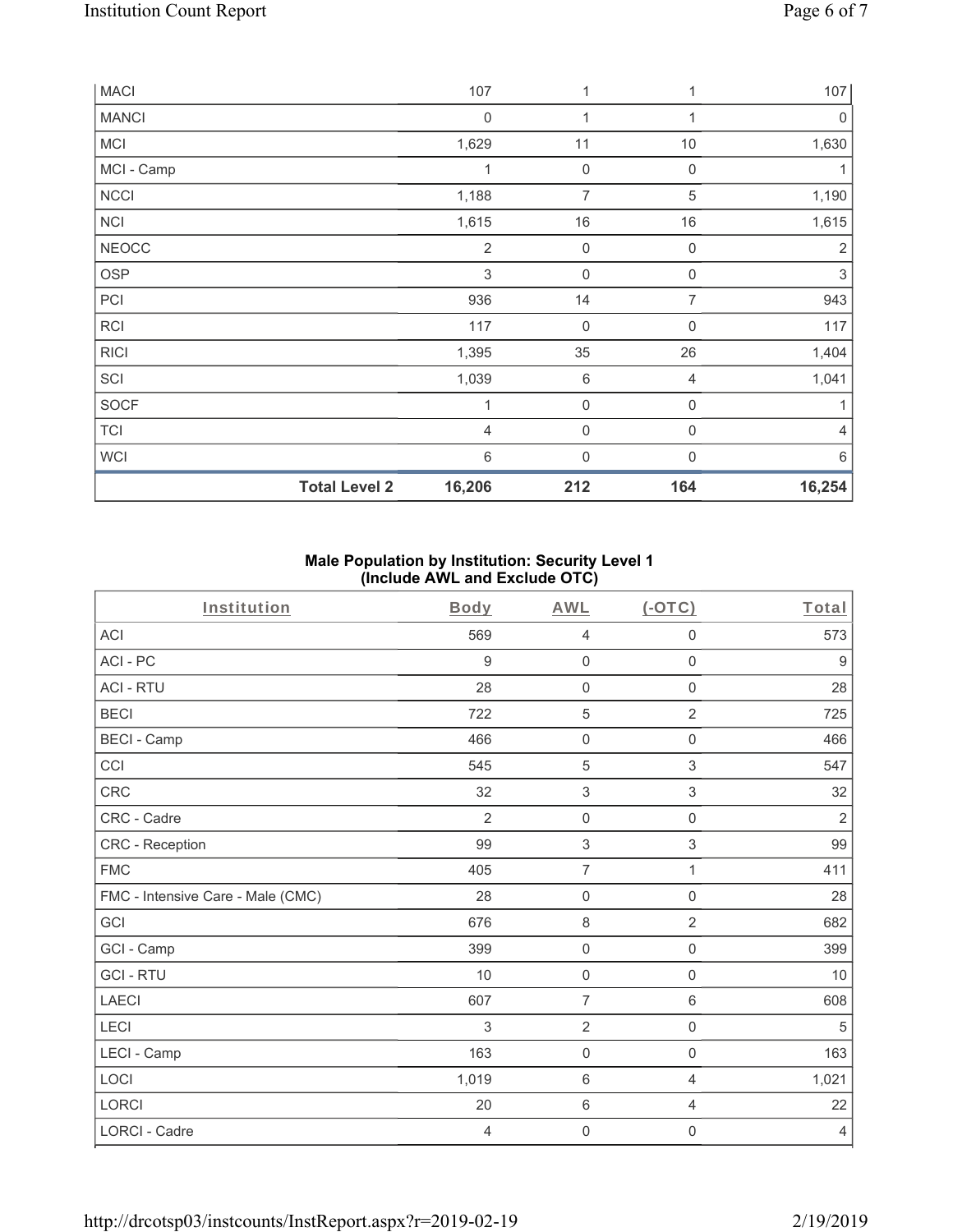| MACI | | 107 | 1 | 1 | 107 |
|---|---|---|---|---|---|
| MANCI | | 0 | 1 | 1 | 0 |
| MCI | | 1,629 | 11 | 10 | 1,630 |
| MCI - Camp | | 1 | 0 | 0 | 1 |
| NCCI | | 1,188 | 7 | 5 | 1,190 |
| NCI | | 1,615 | 16 | 16 | 1,615 |
| NEOCC | | 2 | 0 | 0 | 2 |
| OSP | | 3 | 0 | 0 | 3 |
| PCI | | 936 | 14 | 7 | 943 |
| RCI | | 117 | 0 | 0 | 117 |
| RICI | | 1,395 | 35 | 26 | 1,404 |
| SCI | | 1,039 | 6 | 4 | 1,041 |
| SOCF | | 1 | 0 | 0 | 1 |
| TCI | | 4 | 0 | 0 | 4 |
| WCI | | 6 | 0 | 0 | 6 |
| | **Total Level 2** | **16,206** | **212** | **164** | **16,254** |

**Male Population by Institution: Security Level 1 (Include AWL and Exclude OTC)**

| Institution | Body | AWL | (-OTC) | Total |
|---|---|---|---|---|
| ACI | 569 | 4 | 0 | 573 |
| ACI - PC | 9 | 0 | 0 | 9 |
| ACI - RTU | 28 | 0 | 0 | 28 |
| BECI | 722 | 5 | 2 | 725 |
| BECI - Camp | 466 | 0 | 0 | 466 |
| CCI | 545 | 5 | 3 | 547 |
| CRC | 32 | 3 | 3 | 32 |
| CRC - Cadre | 2 | 0 | 0 | 2 |
| CRC - Reception | 99 | 3 | 3 | 99 |
| FMC | 405 | 7 | 1 | 411 |
| FMC - Intensive Care - Male (CMC) | 28 | 0 | 0 | 28 |
| GCI | 676 | 8 | 2 | 682 |
| GCI - Camp | 399 | 0 | 0 | 399 |
| GCI - RTU | 10 | 0 | 0 | 10 |
| LAECI | 607 | 7 | 6 | 608 |
| LECI | 3 | 2 | 0 | 5 |
| LECI - Camp | 163 | 0 | 0 | 163 |
| LOCI | 1,019 | 6 | 4 | 1,021 |
| LORCI | 20 | 6 | 4 | 22 |
| LORCI - Cadre | 4 | 0 | 0 | 4 |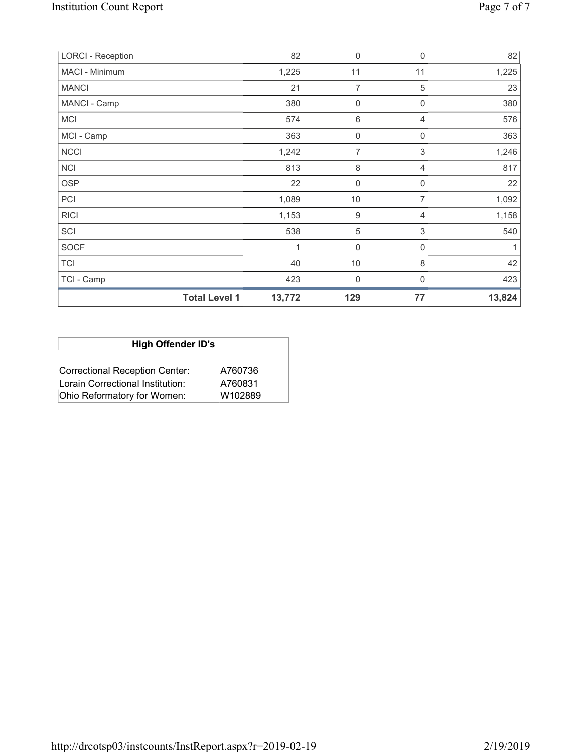| | | | | |
|---|---|---|---|---|
| LORCI - Reception | 82 | 0 | 0 | 82 |
| MACI - Minimum | 1,225 | 11 | 11 | 1,225 |
| MANCI | 21 | 7 | 5 | 23 |
| MANCI - Camp | 380 | 0 | 0 | 380 |
| MCI | 574 | 6 | 4 | 576 |
| MCI - Camp | 363 | 0 | 0 | 363 |
| NCCI | 1,242 | 7 | 3 | 1,246 |
| NCI | 813 | 8 | 4 | 817 |
| OSP | 22 | 0 | 0 | 22 |
| PCI | 1,089 | 10 | 7 | 1,092 |
| RICI | 1,153 | 9 | 4 | 1,158 |
| SCI | 538 | 5 | 3 | 540 |
| SOCF | 1 | 0 | 0 | 1 |
| TCI | 40 | 10 | 8 | 42 |
| TCI - Camp | 423 | 0 | 0 | 423 |
| **Total Level 1** | **13,772** | **129** | **77** | **13,824** |

| High Offender ID's | |
|---|---|
| Correctional Reception Center: | A760736 |
| Lorain Correctional Institution: | A760831 |
| Ohio Reformatory for Women: | W102889 |